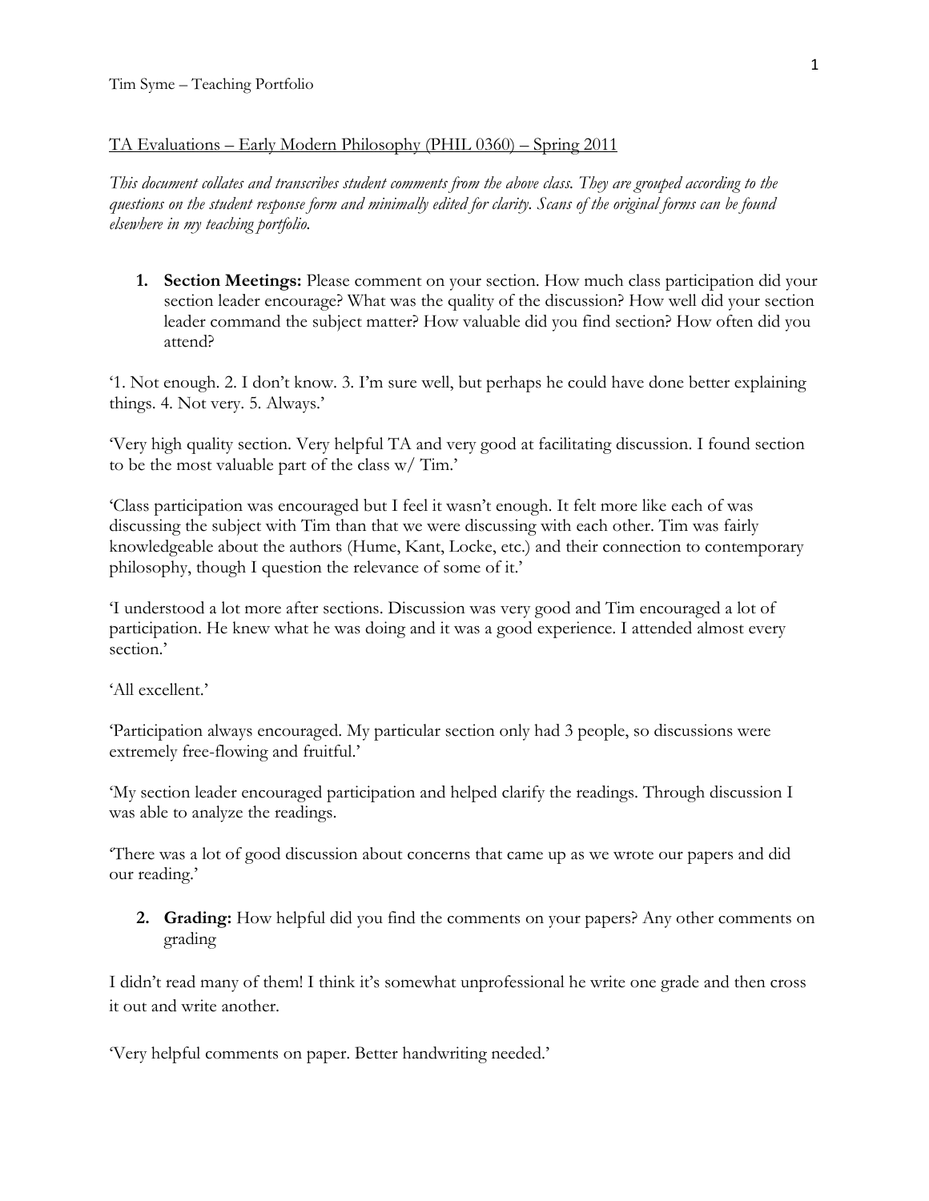Tim Syme – Teaching Portfolio

## TA Evaluations – Early Modern Philosophy (PHIL 0360) – Spring 2011

*This document collates and transcribes student comments from the above class. They are grouped according to the questions on the student response form and minimally edited for clarity. Scans of the original forms can be found elsewhere in my teaching portfolio.*

1. **Section Meetings:** Please comment on your section. How much class participation did your section leader encourage? What was the quality of the discussion? How well did your section leader command the subject matter? How valuable did you find section? How often did you attend?

'1. Not enough. 2. I don't know. 3. I'm sure well, but perhaps he could have done better explaining things. 4. Not very. 5. Always.'

'Very high quality section. Very helpful TA and very good at facilitating discussion. I found section to be the most valuable part of the class w/ Tim.'

'Class participation was encouraged but I feel it wasn't enough. It felt more like each of was discussing the subject with Tim than that we were discussing with each other. Tim was fairly knowledgeable about the authors (Hume, Kant, Locke, etc.) and their connection to contemporary philosophy, though I question the relevance of some of it.'

'I understood a lot more after sections. Discussion was very good and Tim encouraged a lot of participation. He knew what he was doing and it was a good experience. I attended almost every section.'

'All excellent.'

'Participation always encouraged. My particular section only had 3 people, so discussions were extremely free-flowing and fruitful.'

'My section leader encouraged participation and helped clarify the readings. Through discussion I was able to analyze the readings.

'There was a lot of good discussion about concerns that came up as we wrote our papers and did our reading.'

2. **Grading:** How helpful did you find the comments on your papers? Any other comments on grading

I didn't read many of them! I think it's somewhat unprofessional he write one grade and then cross it out and write another.

'Very helpful comments on paper. Better handwriting needed.'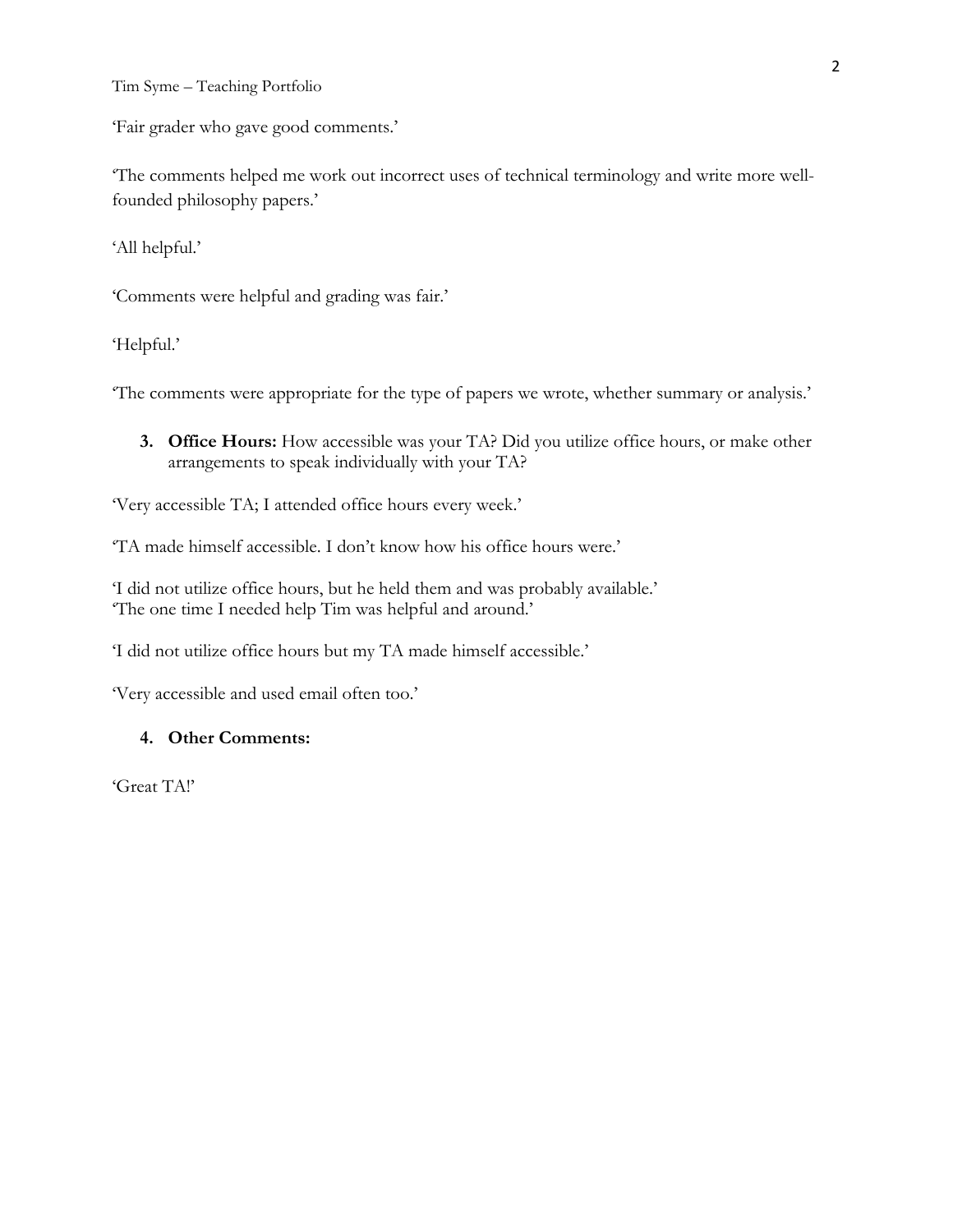'Fair grader who gave good comments.'

'The comments helped me work out incorrect uses of technical terminology and write more well-founded philosophy papers.'

'All helpful.'

'Comments were helpful and grading was fair.'

'Helpful.'

'The comments were appropriate for the type of papers we wrote, whether summary or analysis.'

3. **Office Hours:** How accessible was your TA? Did you utilize office hours, or make other arrangements to speak individually with your TA?

'Very accessible TA; I attended office hours every week.'

'TA made himself accessible. I don't know how his office hours were.'

'I did not utilize office hours, but he held them and was probably available.'
'The one time I needed help Tim was helpful and around.'

'I did not utilize office hours but my TA made himself accessible.'

'Very accessible and used email often too.'

4. **Other Comments:**

'Great TA!'